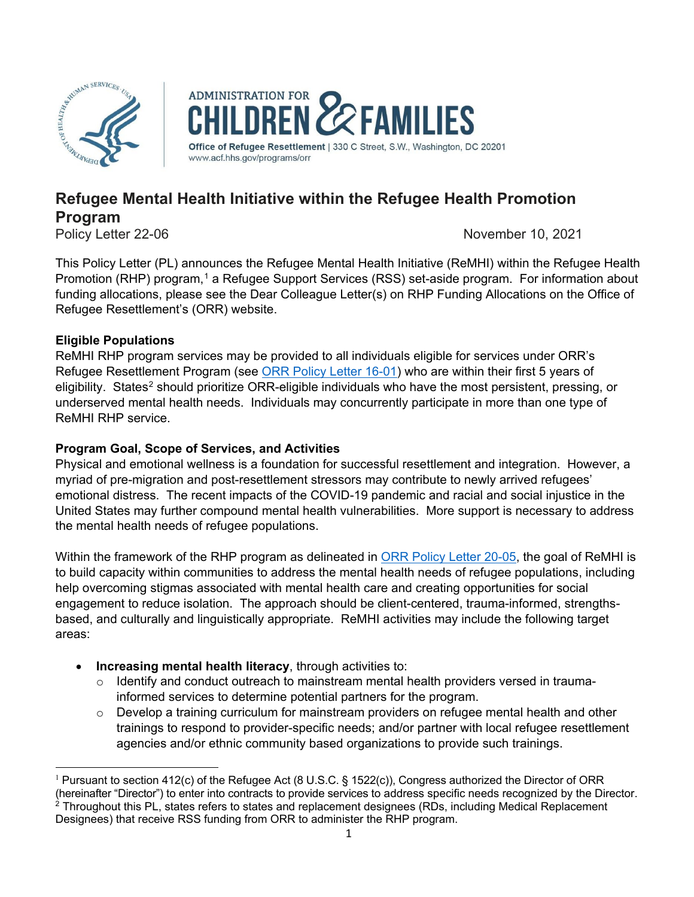ADMINISTRATION FOR CHILDREN & FAMILIES

Office of Refugee Resettlement | 330 C Street, S.W., Washington, DC 20201
www.acf.hhs.gov/programs/orr

# Refugee Mental Health Initiative within the Refugee Health Promotion Program

Policy Letter 22-06 November 10, 2021

This Policy Letter (PL) announces the Refugee Mental Health Initiative (ReMHI) within the Refugee Health Promotion (RHP) program,[1] a Refugee Support Services (RSS) set-aside program. For information about funding allocations, please see the Dear Colleague Letter(s) on RHP Funding Allocations on the Office of Refugee Resettlement's (ORR) website.

**Eligible Populations**

ReMHI RHP program services may be provided to all individuals eligible for services under ORR's Refugee Resettlement Program (see [ORR Policy Letter 16-01]) who are within their first 5 years of eligibility. States[2] should prioritize ORR-eligible individuals who have the most persistent, pressing, or underserved mental health needs. Individuals may concurrently participate in more than one type of ReMHI RHP service.

**Program Goal, Scope of Services, and Activities**

Physical and emotional wellness is a foundation for successful resettlement and integration. However, a myriad of pre-migration and post-resettlement stressors may contribute to newly arrived refugees' emotional distress. The recent impacts of the COVID-19 pandemic and racial and social injustice in the United States may further compound mental health vulnerabilities. More support is necessary to address the mental health needs of refugee populations.

Within the framework of the RHP program as delineated in [ORR Policy Letter 20-05], the goal of ReMHI is to build capacity within communities to address the mental health needs of refugee populations, including help overcoming stigmas associated with mental health care and creating opportunities for social engagement to reduce isolation. The approach should be client-centered, trauma-informed, strengths-based, and culturally and linguistically appropriate. ReMHI activities may include the following target areas:

- **Increasing mental health literacy**, through activities to:
  - Identify and conduct outreach to mainstream mental health providers versed in trauma-informed services to determine potential partners for the program.
  - Develop a training curriculum for mainstream providers on refugee mental health and other trainings to respond to provider-specific needs; and/or partner with local refugee resettlement agencies and/or ethnic community based organizations to provide such trainings.

---

[1] Pursuant to section 412(c) of the Refugee Act (8 U.S.C. § 1522(c)), Congress authorized the Director of ORR (hereinafter "Director") to enter into contracts to provide services to address specific needs recognized by the Director.

[2] Throughout this PL, states refers to states and replacement designees (RDs, including Medical Replacement Designees) that receive RSS funding from ORR to administer the RHP program.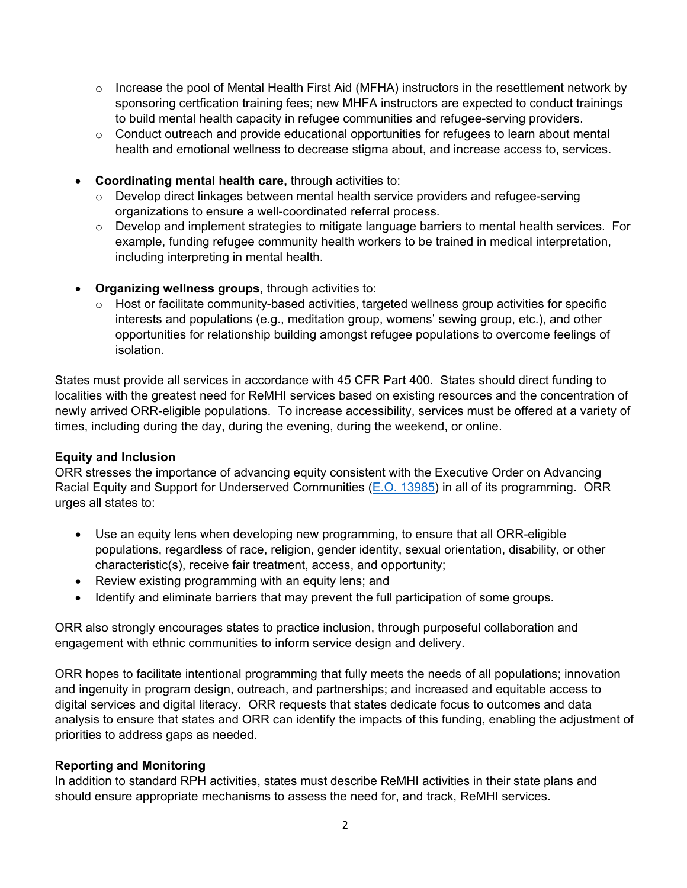- Increase the pool of Mental Health First Aid (MFHA) instructors in the resettlement network by sponsoring certfication training fees; new MHFA instructors are expected to conduct trainings to build mental health capacity in refugee communities and refugee-serving providers.
  - Conduct outreach and provide educational opportunities for refugees to learn about mental health and emotional wellness to decrease stigma about, and increase access to, services.

- **Coordinating mental health care,** through activities to:
  - Develop direct linkages between mental health service providers and refugee-serving organizations to ensure a well-coordinated referral process.
  - Develop and implement strategies to mitigate language barriers to mental health services. For example, funding refugee community health workers to be trained in medical interpretation, including interpreting in mental health.

- **Organizing wellness groups**, through activities to:
  - Host or facilitate community-based activities, targeted wellness group activities for specific interests and populations (e.g., meditation group, womens' sewing group, etc.), and other opportunities for relationship building amongst refugee populations to overcome feelings of isolation.

States must provide all services in accordance with 45 CFR Part 400. States should direct funding to localities with the greatest need for ReMHI services based on existing resources and the concentration of newly arrived ORR-eligible populations. To increase accessibility, services must be offered at a variety of times, including during the day, during the evening, during the weekend, or online.

**Equity and Inclusion**

ORR stresses the importance of advancing equity consistent with the Executive Order on Advancing Racial Equity and Support for Underserved Communities (E.O. 13985) in all of its programming. ORR urges all states to:

- Use an equity lens when developing new programming, to ensure that all ORR-eligible populations, regardless of race, religion, gender identity, sexual orientation, disability, or other characteristic(s), receive fair treatment, access, and opportunity;
- Review existing programming with an equity lens; and
- Identify and eliminate barriers that may prevent the full participation of some groups.

ORR also strongly encourages states to practice inclusion, through purposeful collaboration and engagement with ethnic communities to inform service design and delivery.

ORR hopes to facilitate intentional programming that fully meets the needs of all populations; innovation and ingenuity in program design, outreach, and partnerships; and increased and equitable access to digital services and digital literacy. ORR requests that states dedicate focus to outcomes and data analysis to ensure that states and ORR can identify the impacts of this funding, enabling the adjustment of priorities to address gaps as needed.

**Reporting and Monitoring**

In addition to standard RPH activities, states must describe ReMHI activities in their state plans and should ensure appropriate mechanisms to assess the need for, and track, ReMHI services.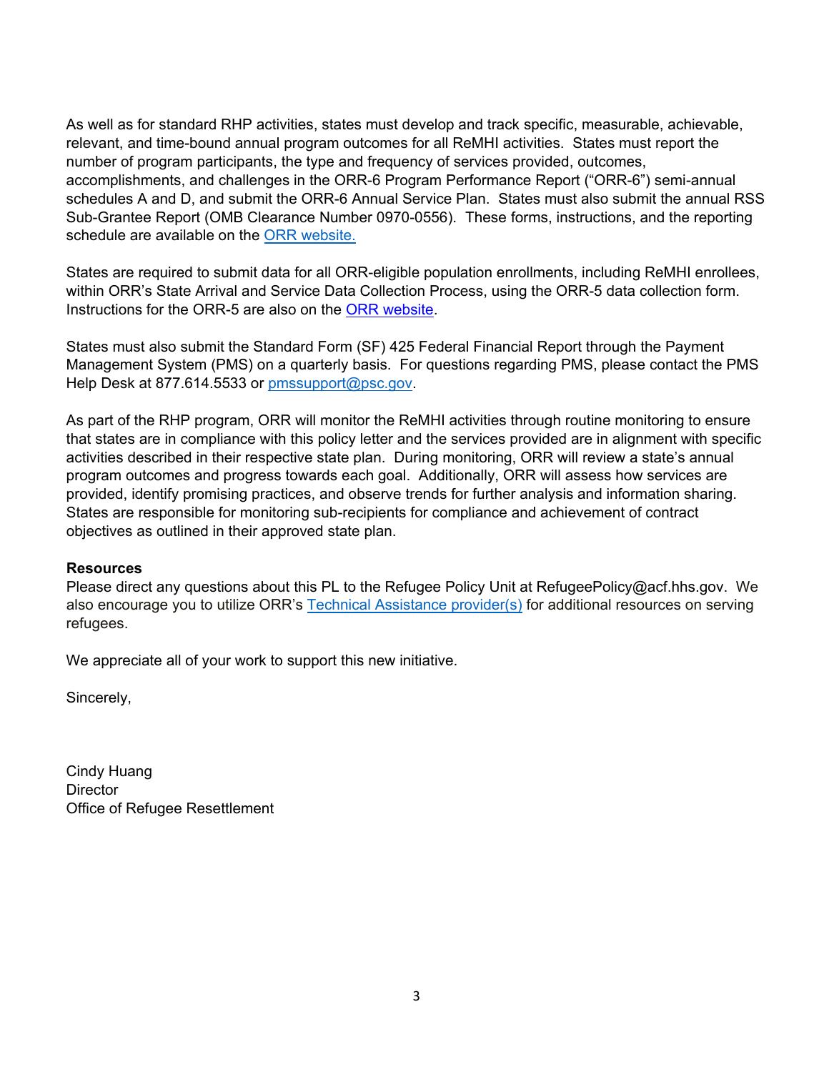As well as for standard RHP activities, states must develop and track specific, measurable, achievable, relevant, and time-bound annual program outcomes for all ReMHI activities. States must report the number of program participants, the type and frequency of services provided, outcomes, accomplishments, and challenges in the ORR-6 Program Performance Report ("ORR-6") semi-annual schedules A and D, and submit the ORR-6 Annual Service Plan. States must also submit the annual RSS Sub-Grantee Report (OMB Clearance Number 0970-0556). These forms, instructions, and the reporting schedule are available on the ORR website.

States are required to submit data for all ORR-eligible population enrollments, including ReMHI enrollees, within ORR's State Arrival and Service Data Collection Process, using the ORR-5 data collection form. Instructions for the ORR-5 are also on the ORR website.

States must also submit the Standard Form (SF) 425 Federal Financial Report through the Payment Management System (PMS) on a quarterly basis. For questions regarding PMS, please contact the PMS Help Desk at 877.614.5533 or pmssupport@psc.gov.

As part of the RHP program, ORR will monitor the ReMHI activities through routine monitoring to ensure that states are in compliance with this policy letter and the services provided are in alignment with specific activities described in their respective state plan. During monitoring, ORR will review a state's annual program outcomes and progress towards each goal. Additionally, ORR will assess how services are provided, identify promising practices, and observe trends for further analysis and information sharing. States are responsible for monitoring sub-recipients for compliance and achievement of contract objectives as outlined in their approved state plan.

**Resources**

Please direct any questions about this PL to the Refugee Policy Unit at RefugeePolicy@acf.hhs.gov. We also encourage you to utilize ORR's Technical Assistance provider(s) for additional resources on serving refugees.

We appreciate all of your work to support this new initiative.

Sincerely,

Cindy Huang  
Director  
Office of Refugee Resettlement